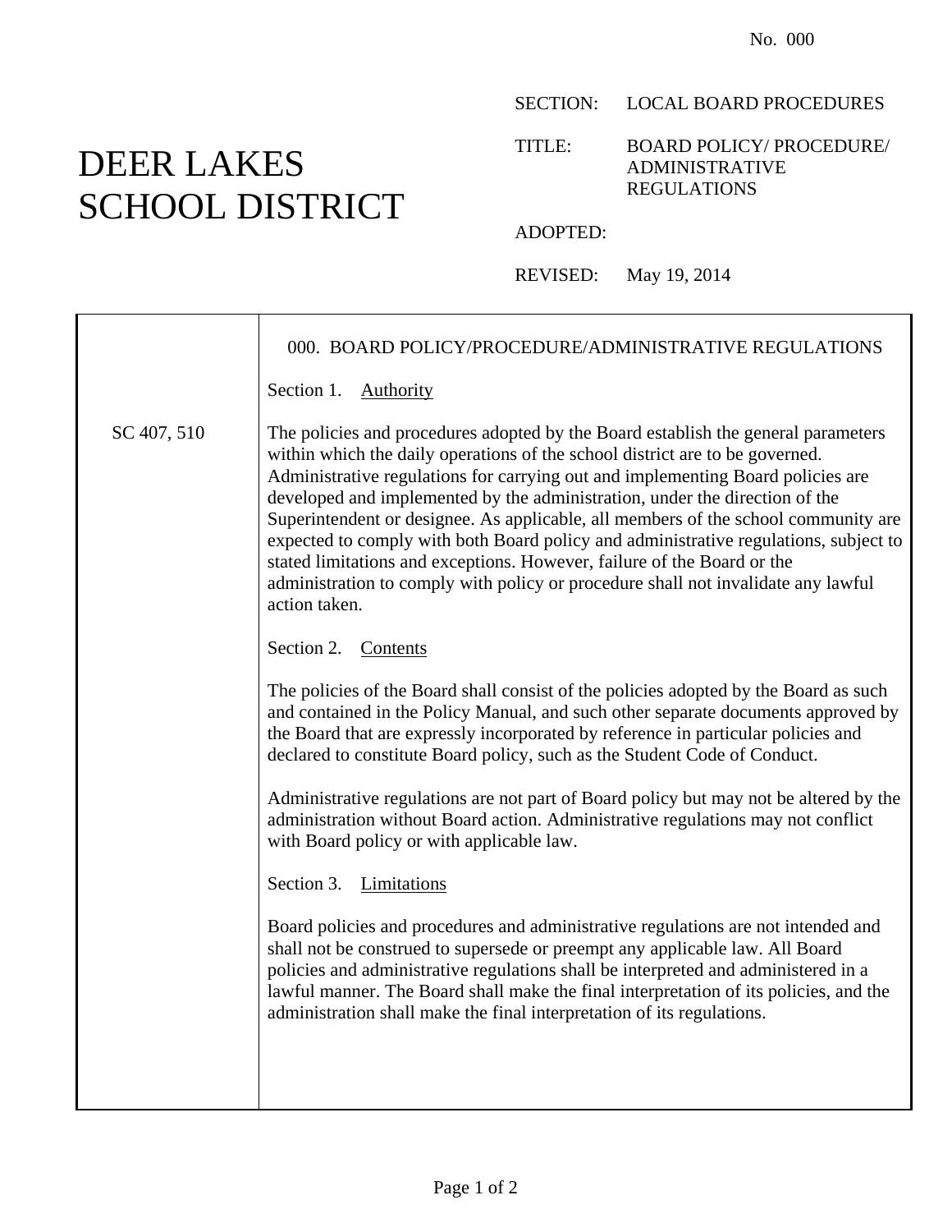No. 000

# DEER LAKES SCHOOL DISTRICT

SECTION: LOCAL BOARD PROCEDURES

TITLE: BOARD POLICY/ PROCEDURE/ ADMINISTRATIVE REGULATIONS

ADOPTED:

REVISED: May 19, 2014

## 000. BOARD POLICY/PROCEDURE/ADMINISTRATIVE REGULATIONS

Section 1. Authority

SC 407, 510

The policies and procedures adopted by the Board establish the general parameters within which the daily operations of the school district are to be governed. Administrative regulations for carrying out and implementing Board policies are developed and implemented by the administration, under the direction of the Superintendent or designee. As applicable, all members of the school community are expected to comply with both Board policy and administrative regulations, subject to stated limitations and exceptions. However, failure of the Board or the administration to comply with policy or procedure shall not invalidate any lawful action taken.

Section 2. Contents

The policies of the Board shall consist of the policies adopted by the Board as such and contained in the Policy Manual, and such other separate documents approved by the Board that are expressly incorporated by reference in particular policies and declared to constitute Board policy, such as the Student Code of Conduct.

Administrative regulations are not part of Board policy but may not be altered by the administration without Board action. Administrative regulations may not conflict with Board policy or with applicable law.

Section 3. Limitations

Board policies and procedures and administrative regulations are not intended and shall not be construed to supersede or preempt any applicable law. All Board policies and administrative regulations shall be interpreted and administered in a lawful manner. The Board shall make the final interpretation of its policies, and the administration shall make the final interpretation of its regulations.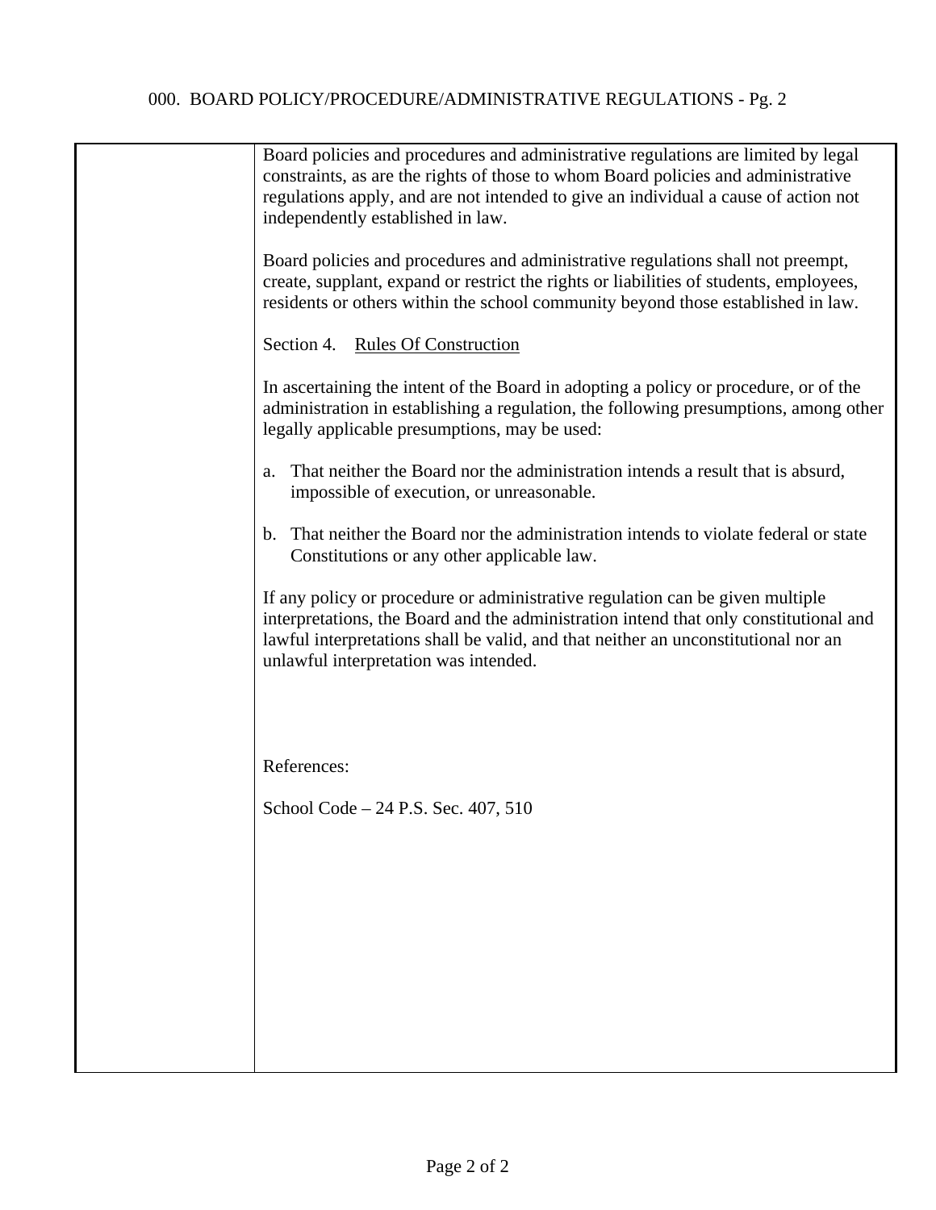Board policies and procedures and administrative regulations are limited by legal constraints, as are the rights of those to whom Board policies and administrative regulations apply, and are not intended to give an individual a cause of action not independently established in law.

Board policies and procedures and administrative regulations shall not preempt, create, supplant, expand or restrict the rights or liabilities of students, employees, residents or others within the school community beyond those established in law.

Section 4. <u>Rules Of Construction</u>

In ascertaining the intent of the Board in adopting a policy or procedure, or of the administration in establishing a regulation, the following presumptions, among other legally applicable presumptions, may be used:

a. That neither the Board nor the administration intends a result that is absurd, impossible of execution, or unreasonable.

b. That neither the Board nor the administration intends to violate federal or state Constitutions or any other applicable law.

If any policy or procedure or administrative regulation can be given multiple interpretations, the Board and the administration intend that only constitutional and lawful interpretations shall be valid, and that neither an unconstitutional nor an unlawful interpretation was intended.

References:

School Code – 24 P.S. Sec. 407, 510